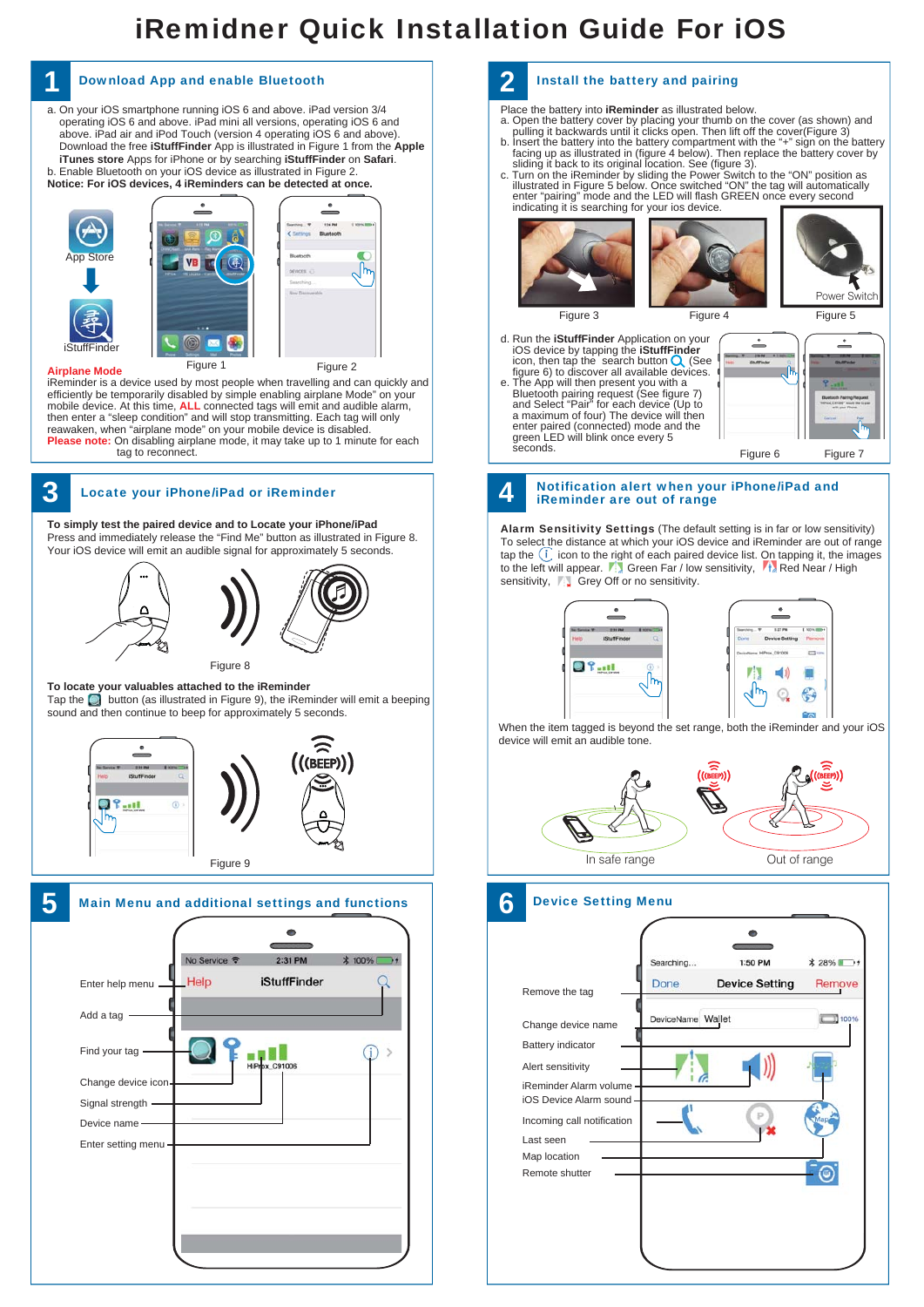# iRemidner Quick Installation Guide For iOS

## 1 Download App and enable Bluetooth

a. On your iOS smartphone running iOS 6 and above. iPad version 3/4 operating iOS 6 and above. iPad mini all versions, operating iOS 6 and above. iPad air and iPod Touch (version 4 operating iOS 6 and above). Download the free **iStuffFinder** App is illustrated in Figure 1 from the **Apple iTunes store** Apps for iPhone or by searching **iStuffFinder** on **Safari**.
b. Enable Bluetooth on your iOS device as illustrated in Figure 2.
**Notice: For iOS devices, 4 iReminders can be detected at once.**

App Store

iStuffFinder

Figure 1 Figure 2

**Airplane Mode**
iReminder is a device used by most people when travelling and can quickly and efficiently be temporarily disabled by simple enabling airplane Mode" on your mobile device. At this time, **ALL** connected tags will emit and audible alarm, then enter a "sleep condition" and will stop transmitting. Each tag will only reawaken, when "airplane mode" on your mobile device is disabled.
**Please note:** On disabling airplane mode, it may take up to 1 minute for each tag to reconnect.

## 2 Install the battery and pairing

Place the battery into **iReminder** as illustrated below.
a. Open the battery cover by placing your thumb on the cover (as shown) and pulling it backwards until it clicks open. Then lift off the cover(Figure 3)
b. Insert the battery into the battery compartment with the "+" sign on the battery facing up as illustrated in (figure 4 below). Then replace the battery cover by sliding it back to its original location. See (figure 3).
c. Turn on the iReminder by sliding the Power Switch to the "ON" position as illustrated in Figure 5 below. Once switched "ON" the tag will automatically enter "pairing" mode and the LED will flash GREEN once every second indicating it is searching for your ios device.

Figure 3 Figure 4 Power Switch Figure 5

d. Run the **iStuffFinder** Application on your iOS device by tapping the **iStuffFinder** icon, then tap the search button (See figure 6) to discover all available devices.
e. The App will then present you with a Bluetooth pairing request (See figure 7) and Select "Pair" for each device (Up to a maximum of four) The device will then enter paired (connected) mode and the green LED will blink once every 5 seconds.

Figure 6 Figure 7

## 3 Locate your iPhone/iPad or iReminder

**To simply test the paired device and to Locate your iPhone/iPad**
Press and immediately release the "Find Me" button as illustrated in Figure 8. Your iOS device will emit an audible signal for approximately 5 seconds.

Figure 8

**To locate your valuables attached to the iReminder**
Tap the button (as illustrated in Figure 9), the iReminder will emit a beeping sound and then continue to beep for approximately 5 seconds.

Figure 9

## 4 Notification alert when your iPhone/iPad and iReminder are out of range

**Alarm Sensitivity Settings** (The default setting is in far or low sensitivity) To select the distance at which your iOS device and iReminder are out of range tap the icon to the right of each paired device list. On tapping it, the images to the left will appear. Green Far / low sensitivity, Red Near / High sensitivity, Grey Off or no sensitivity.

When the item tagged is beyond the set range, both the iReminder and your iOS device will emit an audible tone.

In safe range Out of range

## 5 Main Menu and additional settings and functions

- Enter help menu
- Add a tag
- Find your tag
- Change device icon
- Signal strength
- Device name
- Enter setting menu

## 6 Device Setting Menu

- Remove the tag
- Change device name
- Battery indicator
- Alert sensitivity
- iReminder Alarm volume
- iOS Device Alarm sound
- Incoming call notification
- Last seen
- Map location
- Remote shutter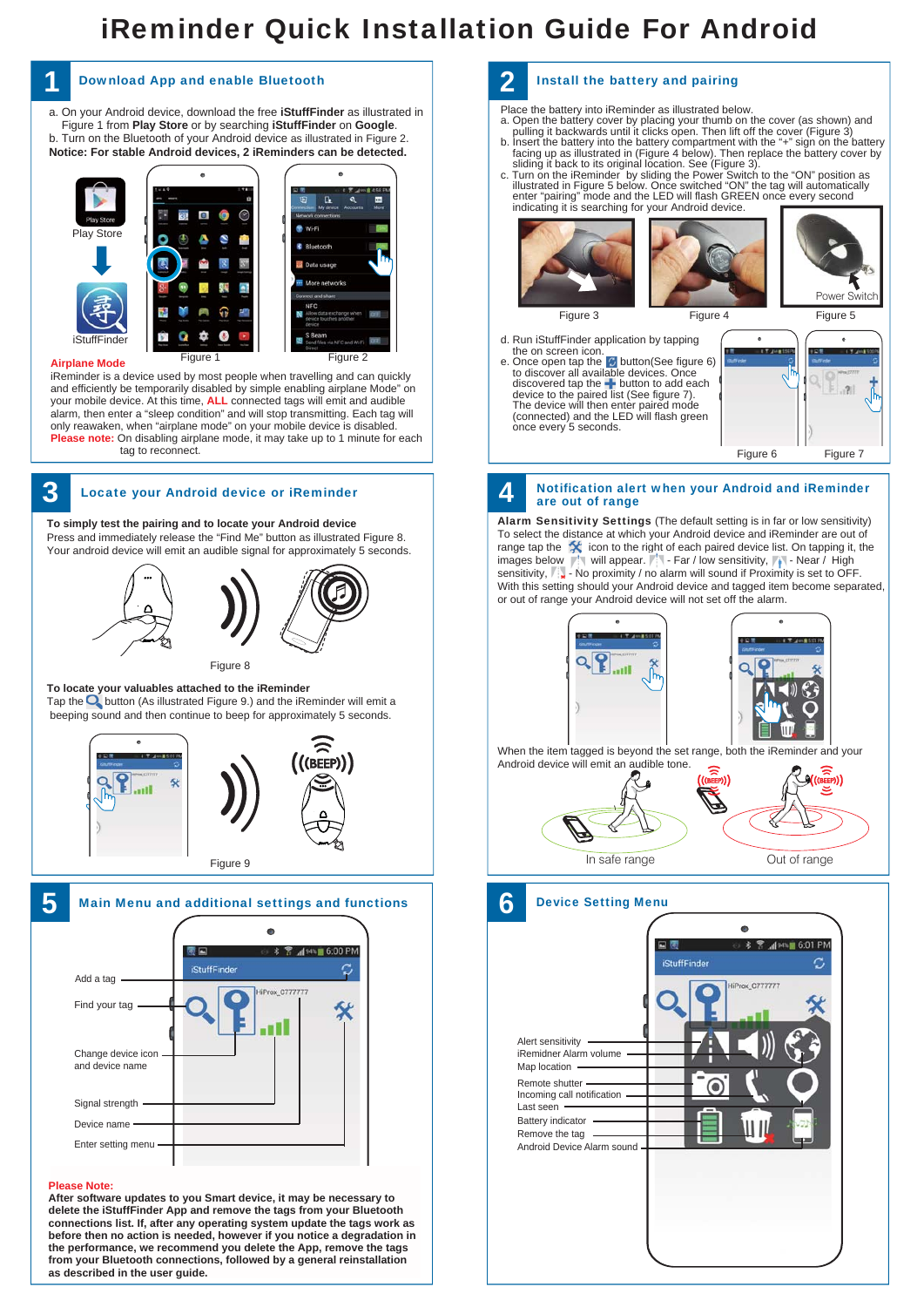# iReminder Quick Installation Guide For Android

## 1 Download App and enable Bluetooth

a. On your Android device, download the free **iStuffFinder** as illustrated in Figure 1 from **Play Store** or by searching **iStuffFinder** on **Google**.
b. Turn on the Bluetooth of your Android device as illustrated in Figure 2.
**Notice: For stable Android devices, 2 iReminders can be detected.**

Play Store

iStuffFinder

Figure 1

Figure 2

**Airplane Mode**

iReminder is a device used by most people when travelling and can quickly and efficiently be temporarily disabled by simple enabling airplane Mode" on your mobile device. In this state, **ALL** connected tags will emit and audible alarm, then enter a "sleep condition" and will stop transmitting. Each tag will only reawaken, when "airplane mode" on your mobile device is disabled.
**Please note:** On disabling airplane mode, it may take up to 1 minute for each tag to reconnect.

## 2 Install the battery and pairing

Place the battery into iReminder as illustrated below.
a. Open the battery cover by placing your thumb on the cover (as shown) and pulling it backwards until it clicks open. Then lift off the cover (Figure 3)
b. Insert the battery into the battery compartment with the "+" sign on the battery facing up as illustrated in (Figure 4 below). Then replace the battery cover by sliding it back to its original location. See (Figure 3).
c. Turn on the iReminder by sliding the Power Switch to the "ON" position as illustrated in Figure 5 below. Once switched "ON" the tag will automatically enter "pairing" mode and the LED will flash GREEN once every second indicating it is searching for your Android device.

Figure 3　Figure 4　Power Switch　Figure 5

d. Run iStuffFinder application by tapping the on screen icon.
e. Once open tap the button(See figure 6) to discover all available devices. Once discovered tap the + button to add each device to the paired device list (See figure 7). The device will then enter paired mode (connected) and the LED will flash green once every 5 seconds.

Figure 6　Figure 7

## 3 Locate your Android device or iReminder

**To simply test the pairing and to locate your Android device**
Press and immediately release the "Find Me" button as illustrated Figure 8. Your android device will emit an audible signal for approximately 5 seconds.

Figure 8

**To locate your valuables attached to the iReminder**
Tap the button (As illustrated Figure 9.) and the iReminder will emit a beeping sound and then continue to beep for approximately 5 seconds.

((BEEP))

Figure 9

## 4 Notification alert when your Android and iReminder are out of range

**Alarm Sensitivity Settings** (The default setting is in far or low sensitivity)
To select the distance at which your Android device and iReminder are out of range tap the icon to the right of each paired device list. On tapping it, the images below will appear. - Far / low sensitivity, - Near / High sensitivity, - No proximity / no alarm will sound if Proximity is set to OFF. With this setting should your Android device and tagged item become separated, or out of range your Android device will not set off the alarm.

When the item tagged is beyond the set range, both the iReminder and your Android device will emit an audible tone.

((BEEP))　((BEEP))

In safe range　Out of range

## 5 Main Menu and additional settings and functions

iStuffFinder

HiProx_C777777

6:00 PM

- Add a tag
- Find your tag
- Change device icon and device name
- Signal strength
- Device name
- Enter setting menu

**Please Note:**
**After software updates to you Smart device, it may be necessary to delete the iStuffFinder App and remove the tags from your Bluetooth connections list. If, after any operating system update the tags work as before then no action is needed, however if you notice a degradation in the performance, we recommend you delete the App, remove the tags from your Bluetooth connections, followed by a general reinstallation as described in the user guide.**

## 6 Device Setting Menu

iStuffFinder

HiProx_C777777

6:01 PM

- Alert sensitivity
- iReminder Alarm volume
- Map location
- Remote shutter
- Incoming call notification
- Last seen
- Battery indicator
- Remove the tag
- Android Device Alarm sound